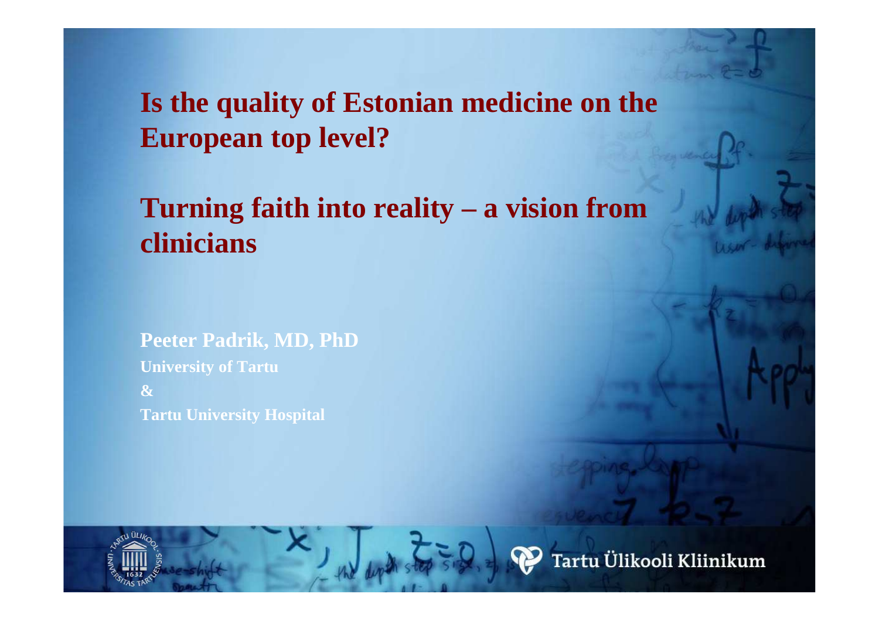# Is the quality of Estonian medicine on the European top level?

# Turning faith into reality – a vision from clinicians

**Peeter Padrik, MD, PhD**

**University of Tartu**

**&**

**Tartu University Hospital**

Tartu Ülikooli Kliinikum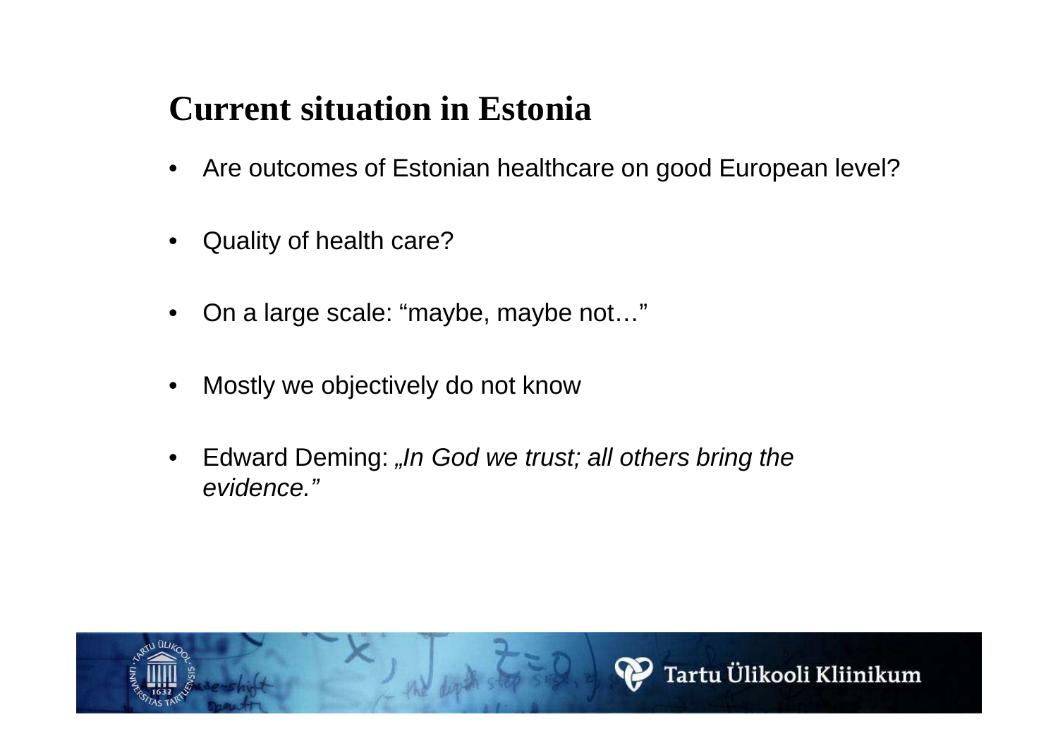## Current situation in Estonia

- Are outcomes of Estonian healthcare on good European level?
- Quality of health care?
- On a large scale: “maybe, maybe not…”
- Mostly we objectively do not know
- Edward Deming: *„In God we trust; all others bring the evidence.”*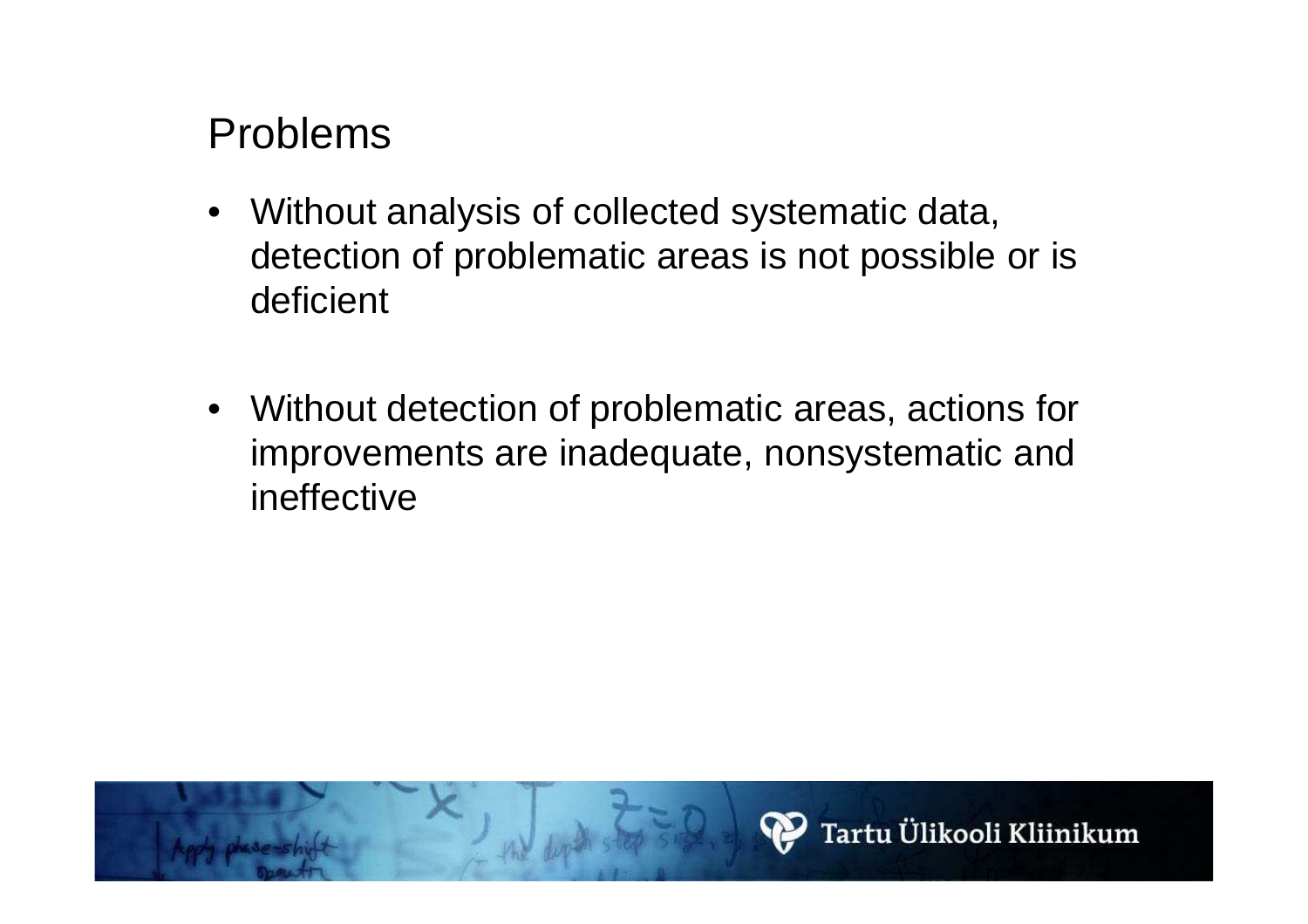## Problems

- Without analysis of collected systematic data, detection of problematic areas is not possible or is deficient

- Without detection of problematic areas, actions for improvements are inadequate, nonsystematic and ineffective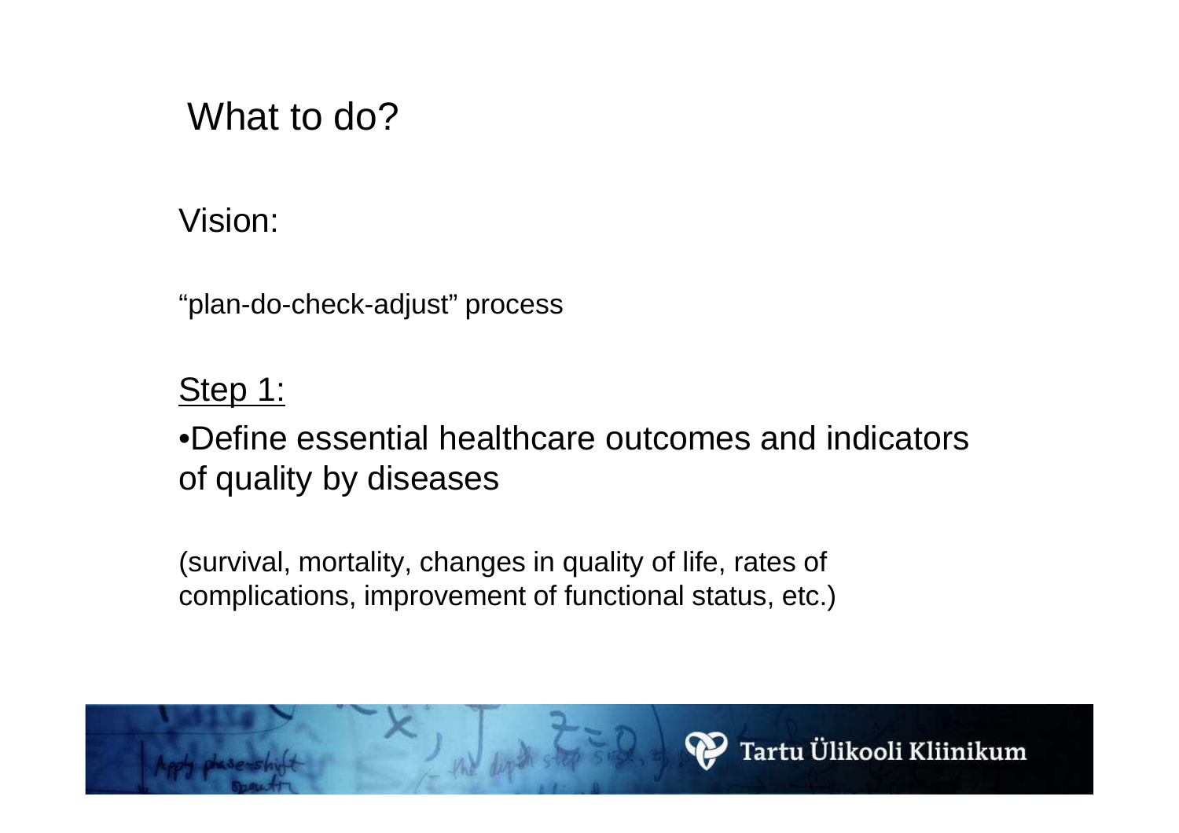# What to do?

Vision:

"plan-do-check-adjust" process

<u>Step 1:</u>

- Define essential healthcare outcomes and indicators of quality by diseases

(survival, mortality, changes in quality of life, rates of complications, improvement of functional status, etc.)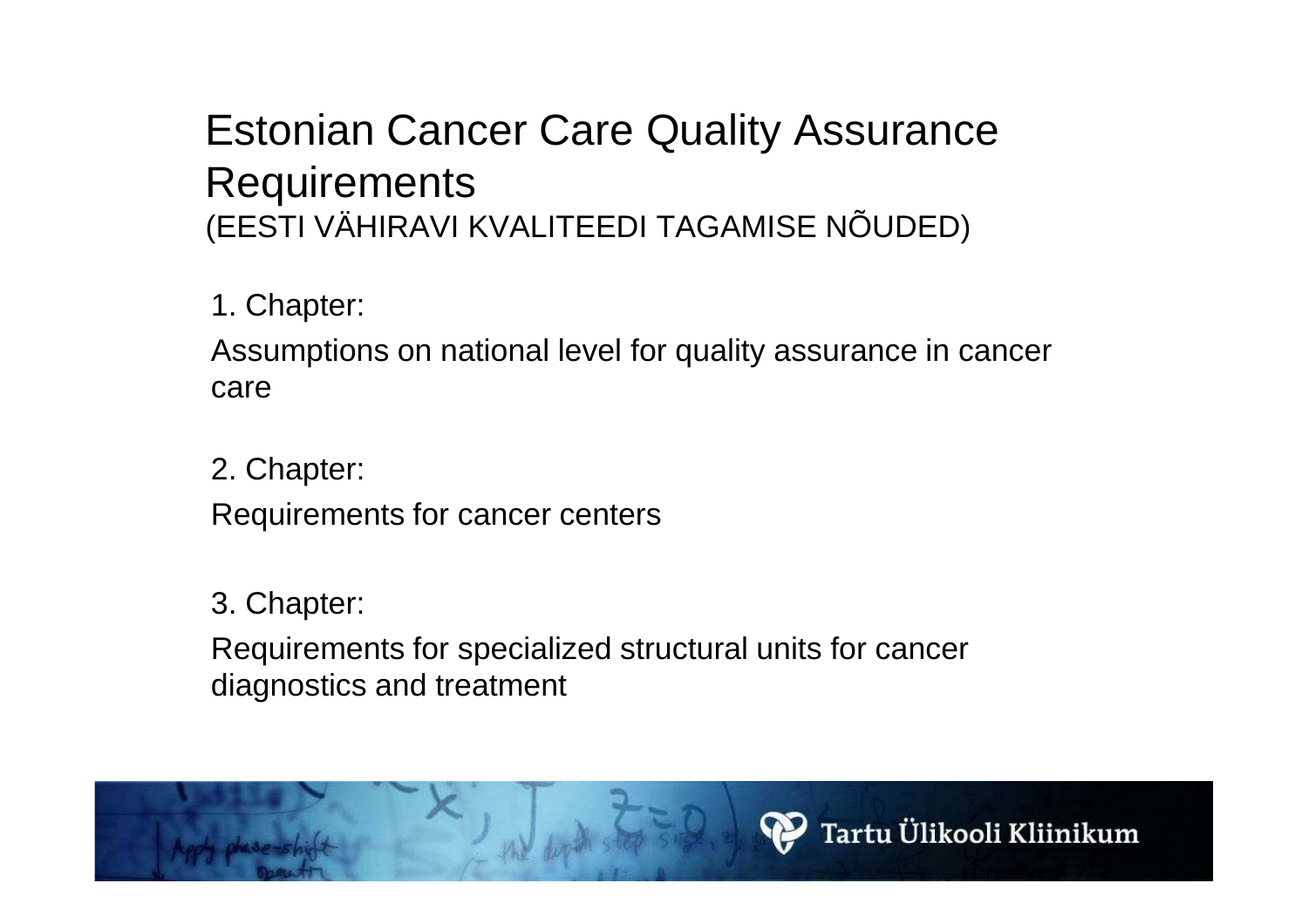# Estonian Cancer Care Quality Assurance Requirements

(EESTI VÄHIRAVI KVALITEEDI TAGAMISE NÕUDED)

1. Chapter:

Assumptions on national level for quality assurance in cancer care

2. Chapter:

Requirements for cancer centers

3. Chapter:

Requirements for specialized structural units for cancer diagnostics and treatment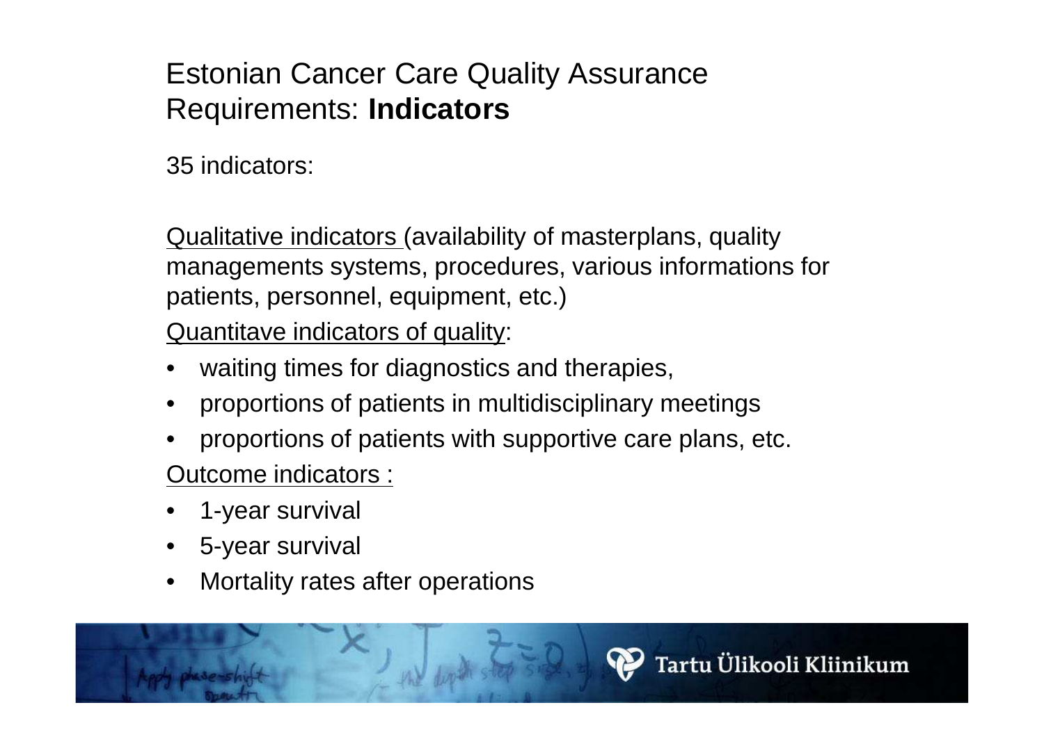# Estonian Cancer Care Quality Assurance Requirements: **Indicators**

35 indicators:

Qualitative indicators (availability of masterplans, quality managements systems, procedures, various informations for patients, personnel, equipment, etc.)

Quantitave indicators of quality:

- waiting times for diagnostics and therapies,
- proportions of patients in multidisciplinary meetings
- proportions of patients with supportive care plans, etc.

Outcome indicators :

- 1-year survival
- 5-year survival
- Mortality rates after operations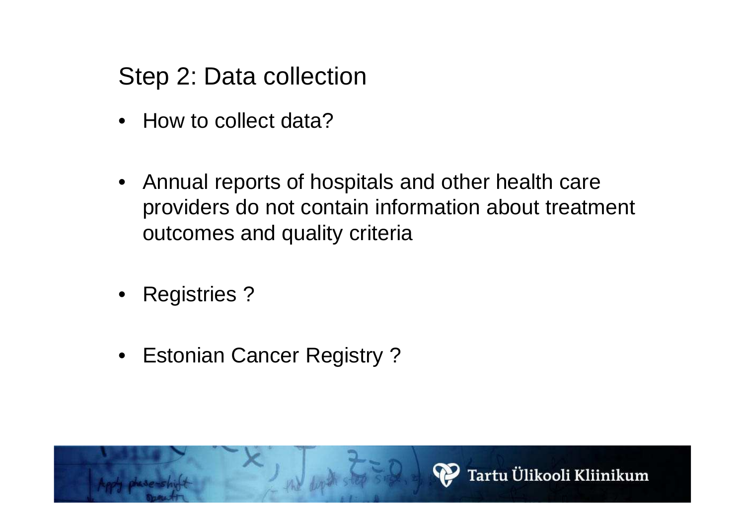## Step 2: Data collection

- How to collect data?

- Annual reports of hospitals and other health care providers do not contain information about treatment outcomes and quality criteria

- Registries ?

- Estonian Cancer Registry ?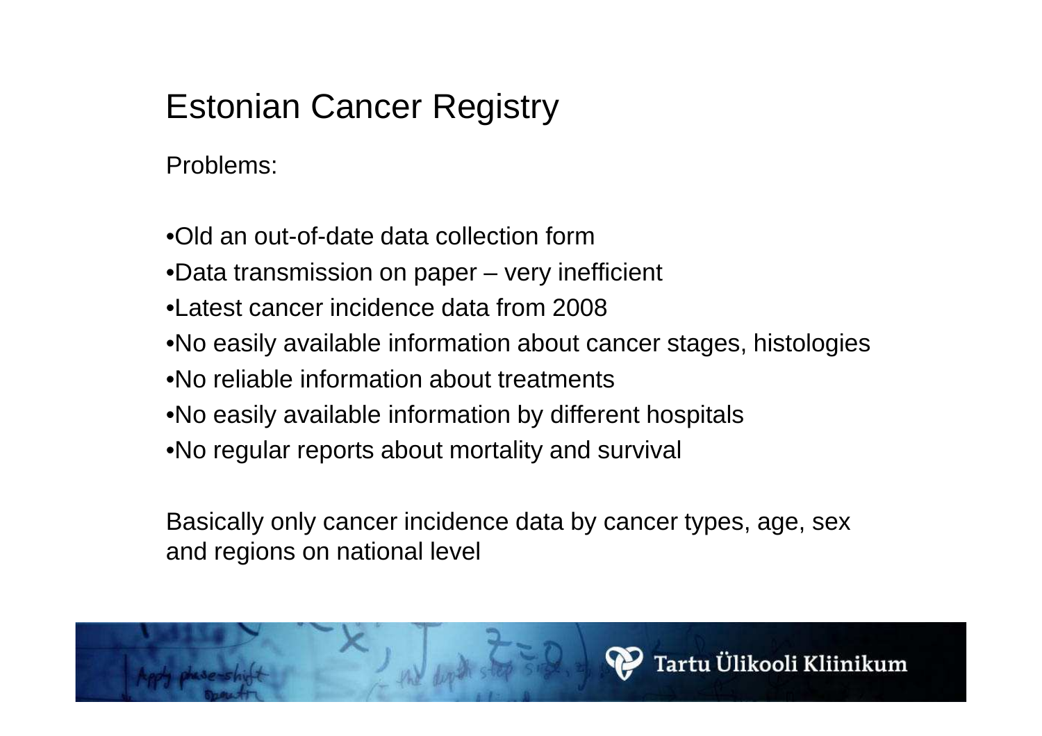# Estonian Cancer Registry

Problems:

- Old an out-of-date data collection form
- Data transmission on paper – very inefficient
- Latest cancer incidence data from 2008
- No easily available information about cancer stages, histologies
- No reliable information about treatments
- No easily available information by different hospitals
- No regular reports about mortality and survival

Basically only cancer incidence data by cancer types, age, sex and regions on national level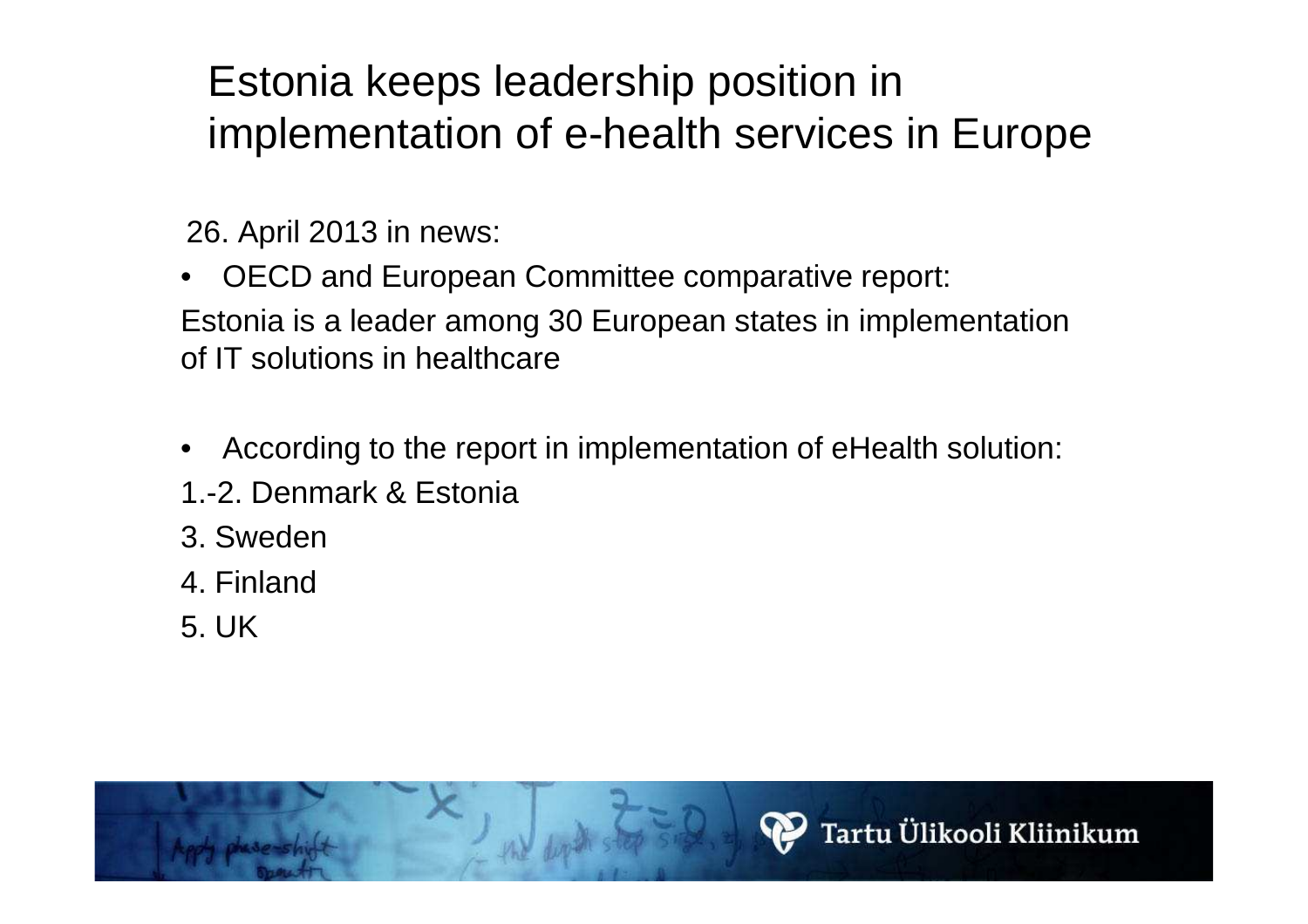# Estonia keeps leadership position in implementation of e-health services in Europe

26. April 2013 in news:

- OECD and European Committee comparative report:

Estonia is a leader among 30 European states in implementation of IT solutions in healthcare

- According to the report in implementation of eHealth solution:

1.-2. Denmark & Estonia

3. Sweden

4. Finland

5. UK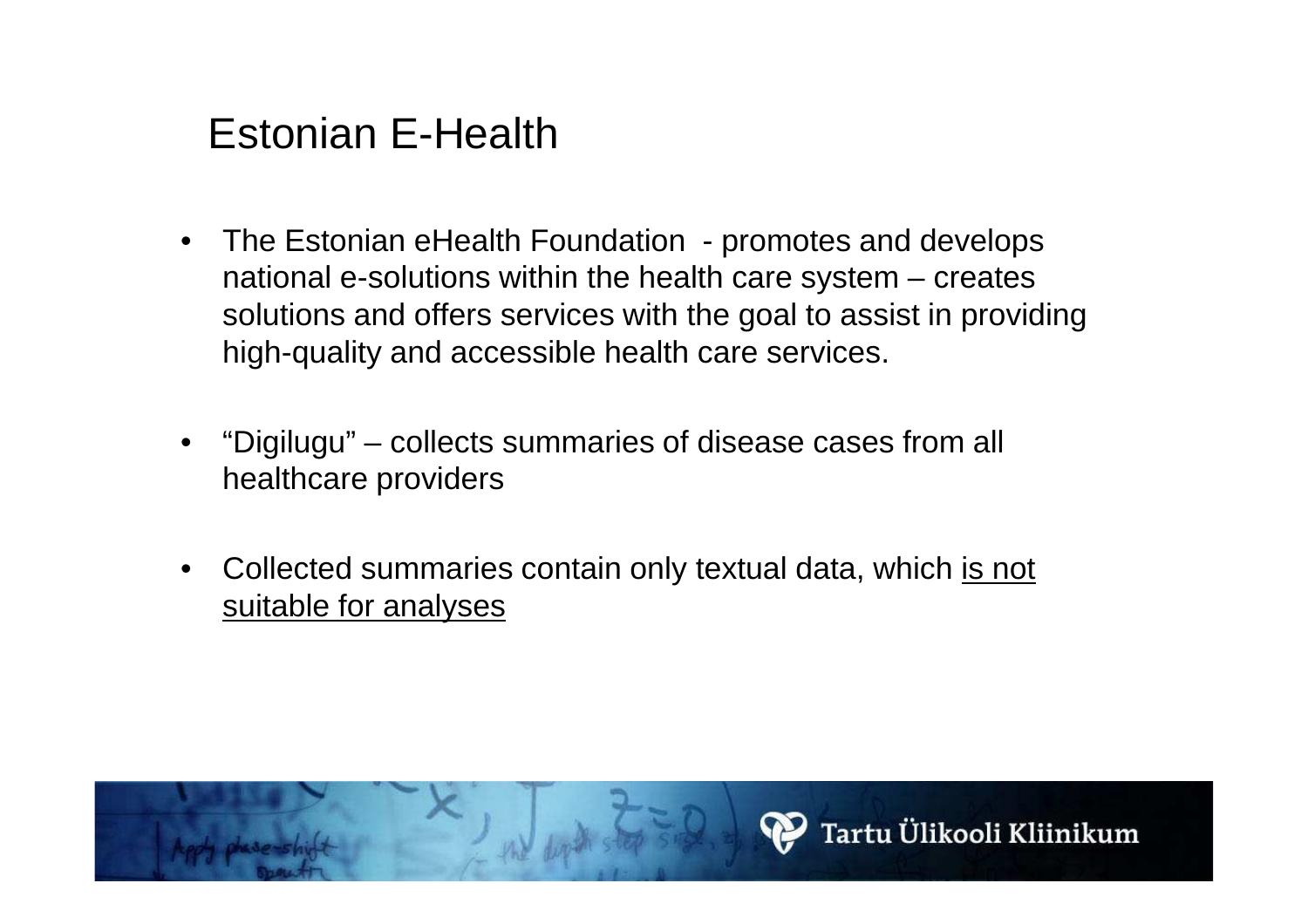# Estonian E-Health

- The Estonian eHealth Foundation - promotes and develops national e-solutions within the health care system – creates solutions and offers services with the goal to assist in providing high-quality and accessible health care services.

- "Digilugu" – collects summaries of disease cases from all healthcare providers

- Collected summaries contain only textual data, which <u>is not suitable for analyses</u>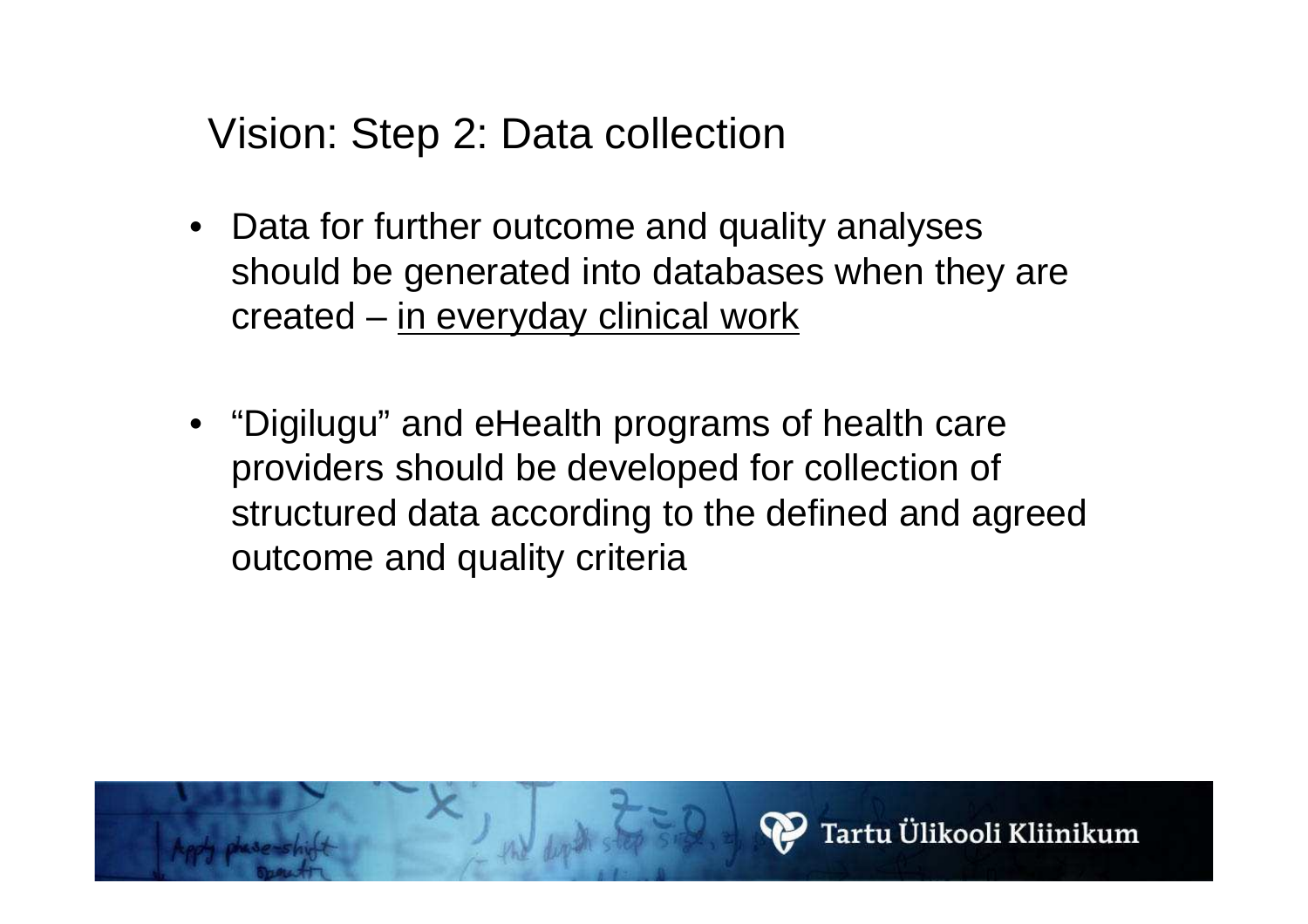# Vision: Step 2: Data collection

- Data for further outcome and quality analyses should be generated into databases when they are created – <u>in everyday clinical work</u>

- "Digilugu" and eHealth programs of health care providers should be developed for collection of structured data according to the defined and agreed outcome and quality criteria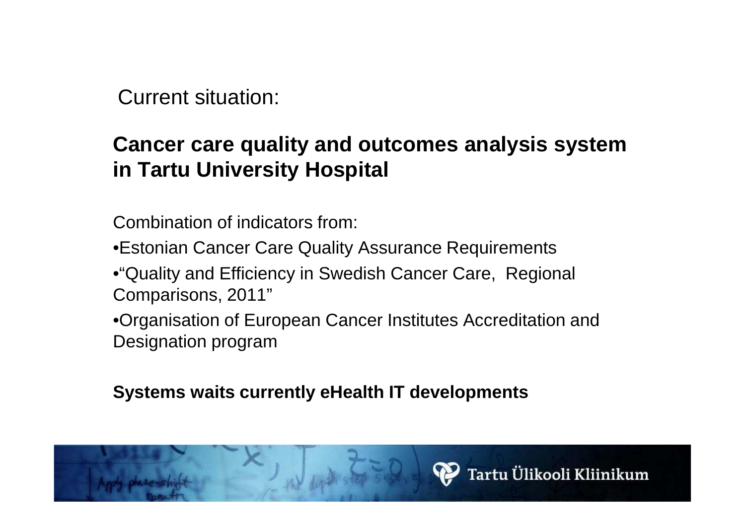Current situation:

## Cancer care quality and outcomes analysis system in Tartu University Hospital

Combination of indicators from:

- Estonian Cancer Care Quality Assurance Requirements
- "Quality and Efficiency in Swedish Cancer Care, Regional Comparisons, 2011"
- Organisation of European Cancer Institutes Accreditation and Designation program

**Systems waits currently eHealth IT developments**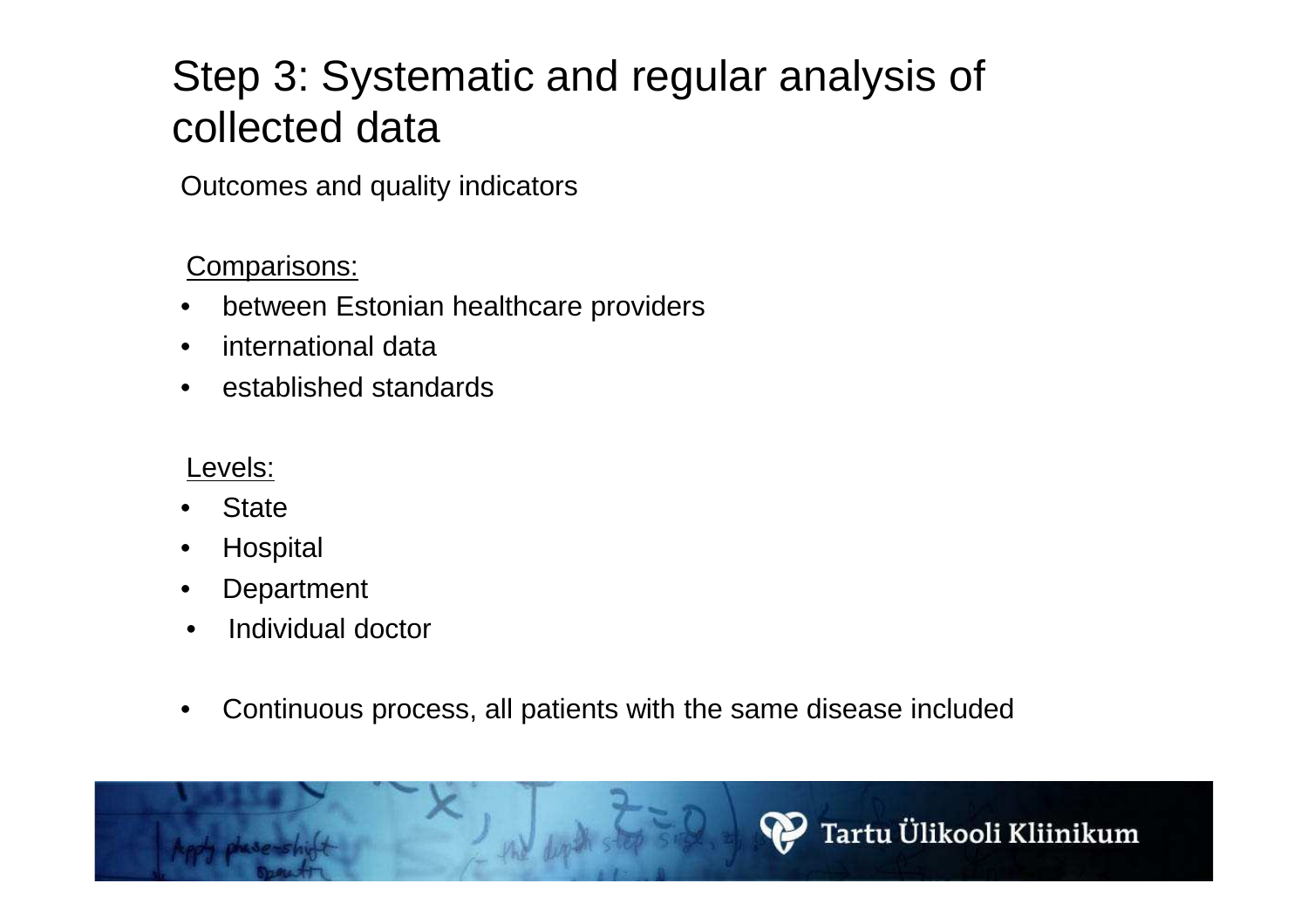# Step 3: Systematic and regular analysis of collected data

Outcomes and quality indicators

Comparisons:

- between Estonian healthcare providers
- international data
- established standards

Levels:

- State
- Hospital
- Department
- Individual doctor

- Continuous process, all patients with the same disease included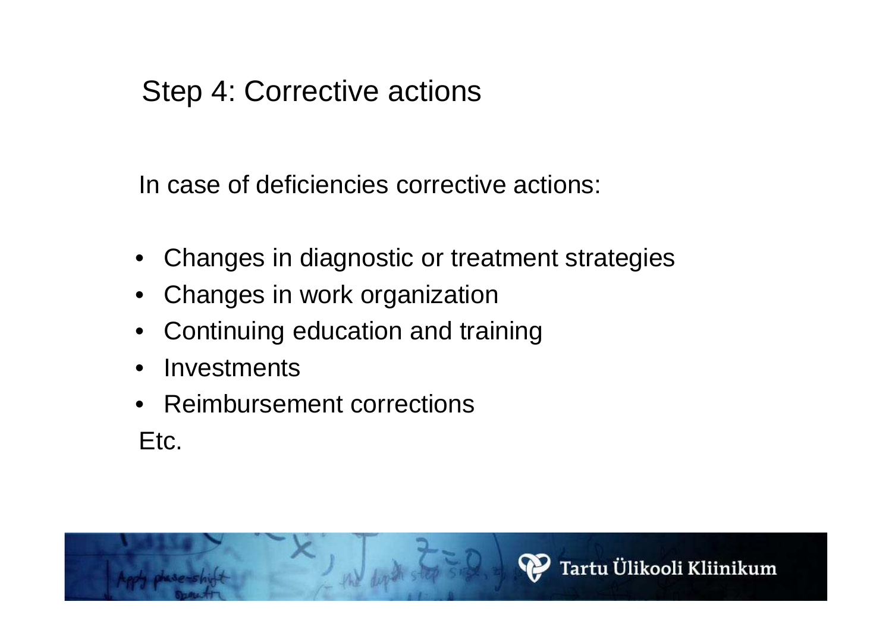## Step 4: Corrective actions

In case of deficiencies corrective actions:

- Changes in diagnostic or treatment strategies
- Changes in work organization
- Continuing education and training
- Investments
- Reimbursement corrections

Etc.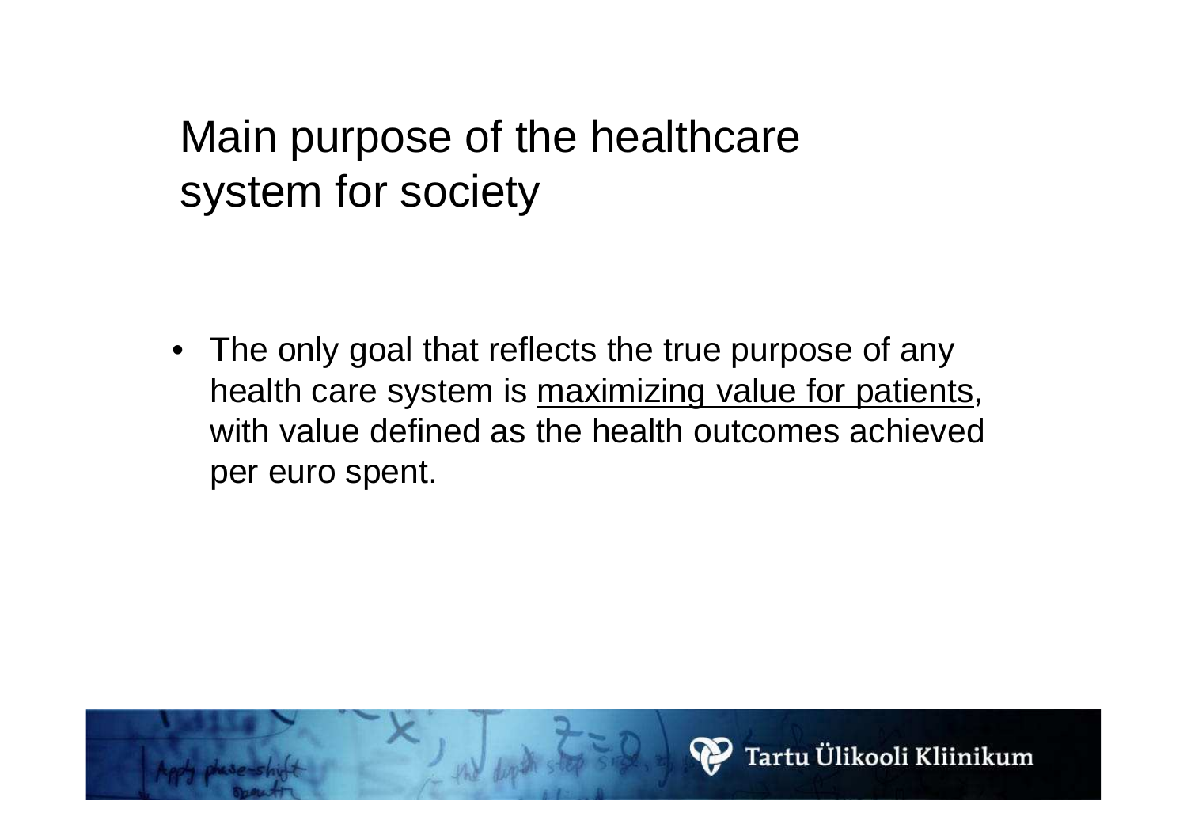# Main purpose of the healthcare system for society

- The only goal that reflects the true purpose of any health care system is <u>maximizing value for patients</u>, with value defined as the health outcomes achieved per euro spent.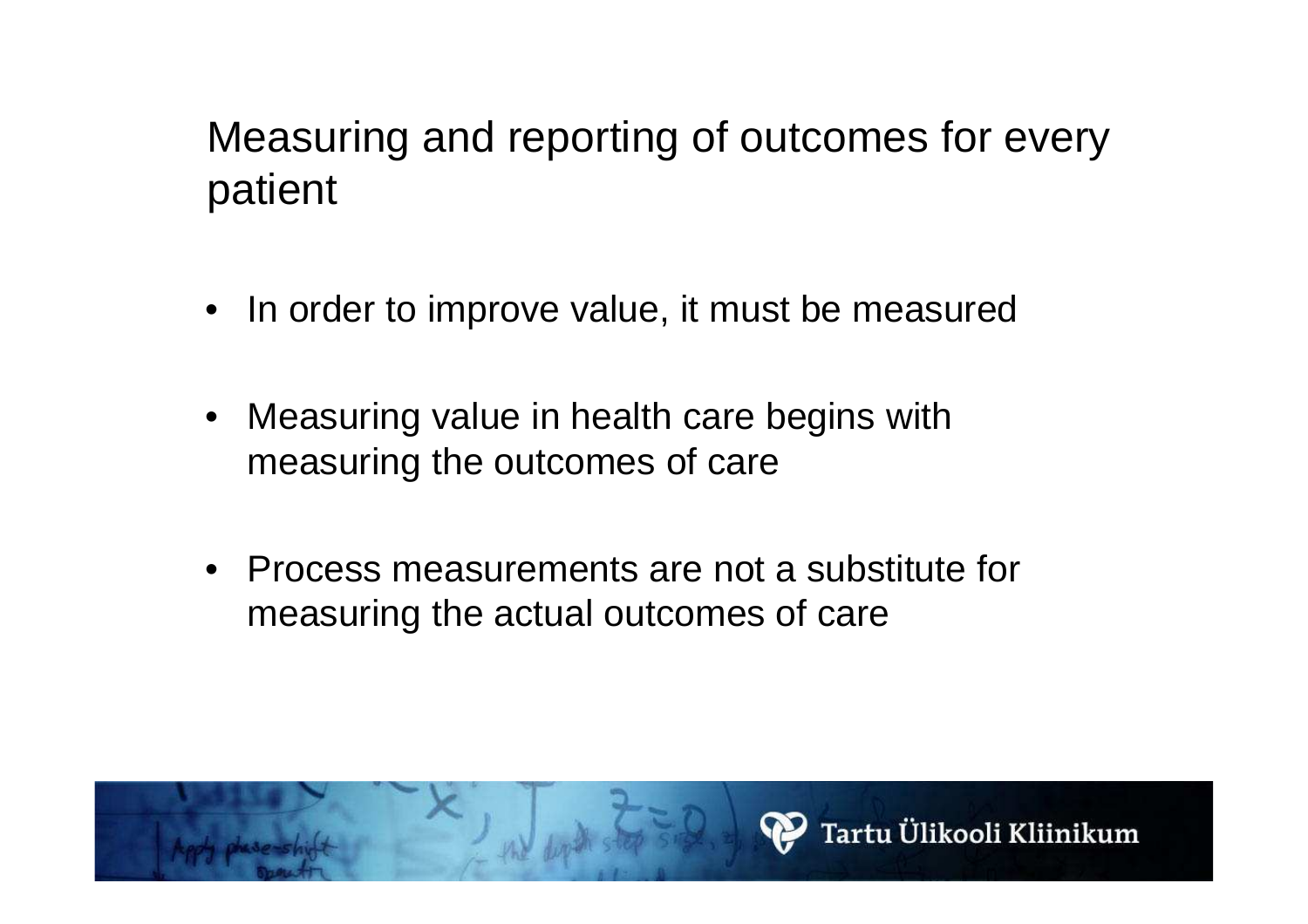# Measuring and reporting of outcomes for every patient

- In order to improve value, it must be measured
- Measuring value in health care begins with measuring the outcomes of care
- Process measurements are not a substitute for measuring the actual outcomes of care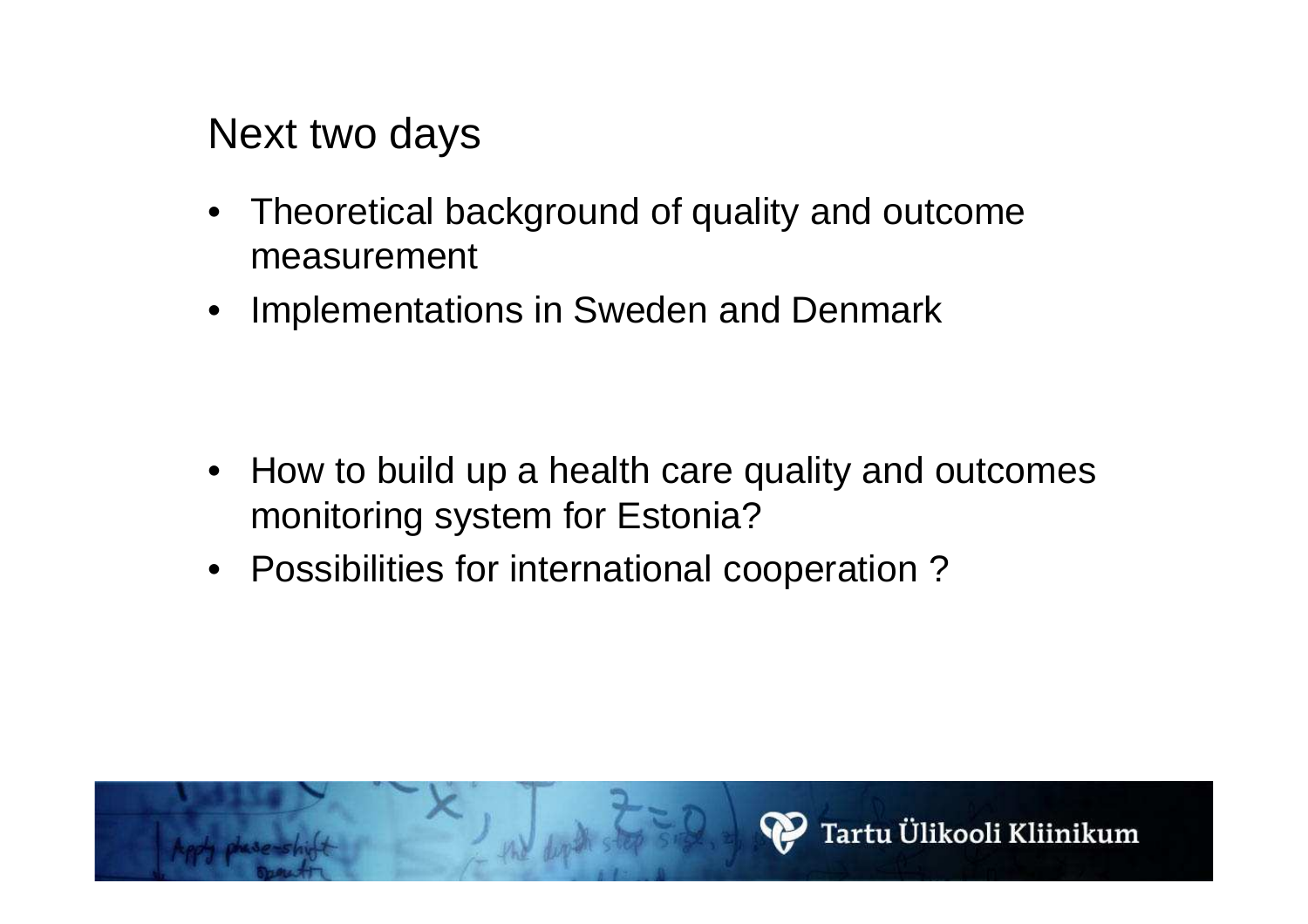## Next two days

- Theoretical background of quality and outcome measurement
- Implementations in Sweden and Denmark

- How to build up a health care quality and outcomes monitoring system for Estonia?
- Possibilities for international cooperation ?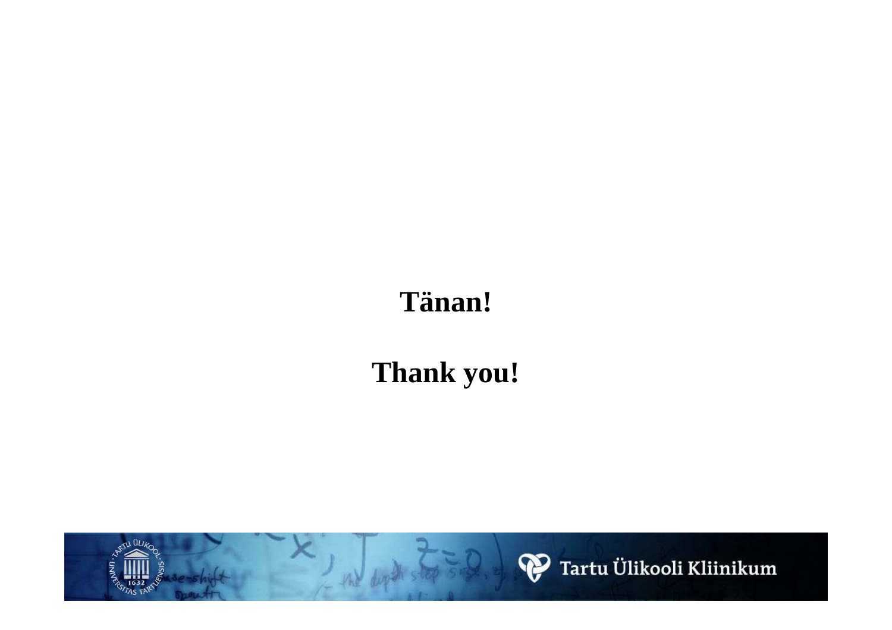**Tänan!**

**Thank you!**